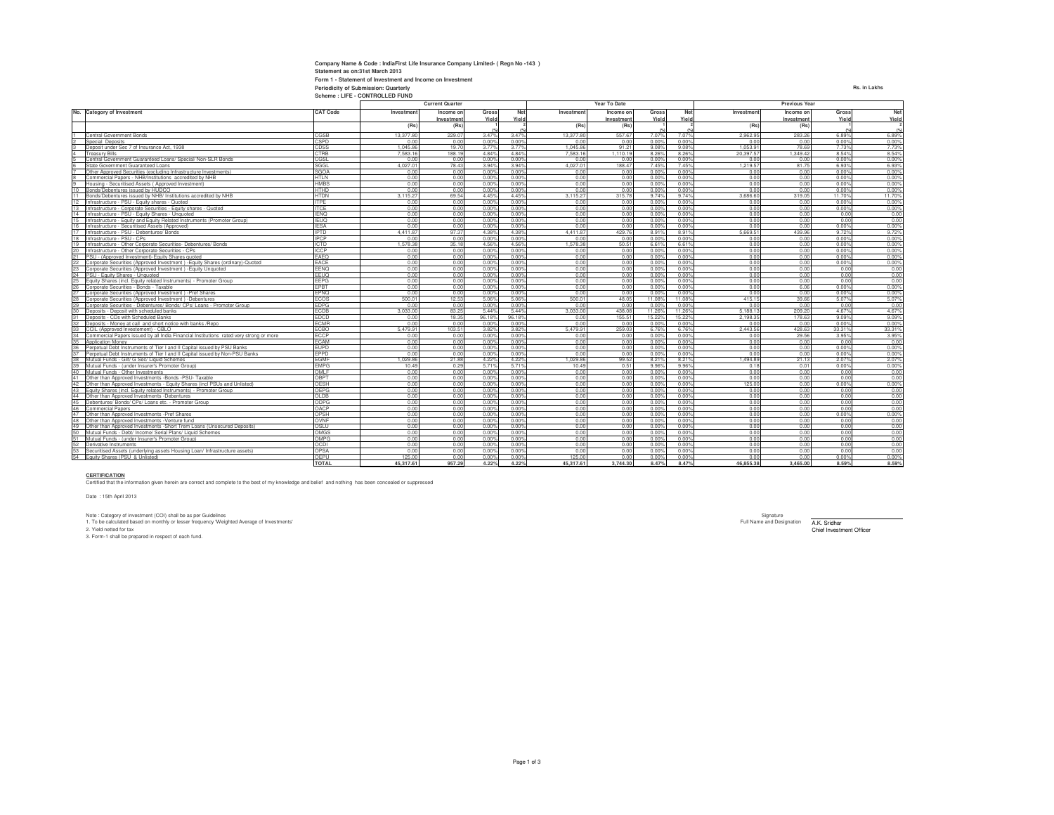**Company Name & Code : IndiaFirst Life Insurance Company Limited- ( Regn No -143 )**

**Statement as on:31st March 2013**

**Form 1 - Statement of Investment and Income on Investment**

**Periodicity of Submission: Quarterly**

**Scheme : LIFE - CONTROLLED FUND**

Rs. in Lakhs

| No. | Category of Investment | CAT Code | Current Quarter | | | | Year To Date | | | | Previous Year | | | |
|---|---|---|---|---|---|---|---|---|---|---|---|---|---|---|
| | | | Investment | Income on Investment | Gross Yield | Net Yield | Investment | Income on Investment | Gross Yield | Net Yield | Investment | Income on Investment | Gross Yield | Net Yield |
| | | | (Rs) | (Rs) | (%) 1 | (%) 2 | (Rs) | (Rs) | (%) 1 | (%) 2 | (Rs) | (Rs) | (%) 1 | (%) 2 |
| 1 | Central Government Bonds | CGSB | 13,377.80 | 229.07 | 3.47% | 3.47% | 13,377.80 | 557.67 | 7.07% | 7.07% | 2,962.95 | 283.26 | 6.89% | 6.89% |
| 2 | Special Deposits | CSPD | 0.00 | 0.00 | 0.00% | 0.00% | 0.00 | 0.00 | 0.00% | 0.00% | 0.00 | 0.00 | 0.00% | 0.00% |
| 3 | Deposit under Sec 7 of Insurance Act, 1938 | CDSS | 1,045.86 | 19.70 | 3.77% | 3.77% | 1,045.86 | 91.21 | 9.08% | 9.08% | 1,053.91 | 78.69 | 7.73% | 7.73% |
| 4 | Treasury Bills | CTRB | 7,583.16 | 188.19 | 4.84% | 4.84% | 7,583.16 | 1,110.19 | 8.26% | 8.26% | 20,397.57 | 1,349.42 | 8.54% | 8.54% |
| 5 | Central Government Guaranteed Loans/ Special/ Non-SLR Bonds | CGSL | 0.00 | 0.00 | 0.00% | 0.00% | 0.00 | 0.00 | 0.00% | 0.00% | 0.00 | 0.00 | 0.00% | 0.00% |
| 6 | State Government Guaranteed Loans | SGGL | 4,027.01 | 78.43 | 3.94% | 3.94% | 4,027.01 | 188.47 | 7.45% | 7.45% | 1,219.57 | 81.75 | 6.93% | 6.93% |
| 7 | Other Approved Securities (excluding Infrastructure Investments) | SGOA | 0.00 | 0.00 | 0.00% | 0.00% | 0.00 | 0.00 | 0.00% | 0.00% | 0.00 | 0.00 | 0.00% | 0.00% |
| 8 | Commercial Papers - NHB/Institutions accredited by NHB | HTLN | 0.00 | 0.00 | 0.00% | 0.00% | 0.00 | 0.00 | 0.00% | 0.00% | 0.00 | 0.00 | 0.00% | 0.00% |
| 9 | Housing - Securitised Assets ( Approved Investment) | HMBS | 0.00 | 0.00 | 0.00% | 0.00% | 0.00 | 0.00 | 0.00% | 0.00% | 0.00 | 0.00 | 0.00% | 0.00% |
| 10 | Bonds/Debentures issued by HUDCO | HTHD | 0.00 | 0.00 | 0.00% | 0.00% | 0.00 | 0.00 | 0.00% | 0.00% | 0.00 | 0.00 | 0.00% | 0.00% |
| 11 | Bonds/Debentures issued by NHB/ Institutions accredited by NHB | HTDN | 3,115.27 | 69.54 | 4.45% | 4.45% | 3,115.27 | 315.78 | 9.74% | 9.74% | 3,686.60 | 319.05 | 11.70% | 11.70% |
| 12 | Infrastructure - PSU - Equity shares - Quoted | ITPE | 0.00 | 0.00 | 0.00% | 0.00% | 0.00 | 0.00 | 0.00% | 0.00% | 0.00 | 0.00 | 0.00% | 0.00% |
| 13 | Infrastructure - Corporate Securities - Equity shares - Quoted | ITCE | 0.00 | 0.00 | 0.00% | 0.00% | 0.00 | 0.00 | 0.00% | 0.00% | 0.00 | 0.00 | 0.00% | 0.00% |
| 14 | Infrastructure - PSU - Equity Shares - Unquoted | IENQ | 0.00 | 0.00 | 0.00% | 0.00% | 0.00 | 0.00 | 0.00% | 0.00% | 0.00 | 0.00 | 0.00 | 0.00 |
| 15 | Infrastructure - Equity and Equity Related Instruments (Promoter Group) | IEUQ | 0.00 | 0.00 | 0.00% | 0.00% | 0.00 | 0.00 | 0.00% | 0.00% | 0.00 | 0.00 | 0.00 | 0.00 |
| 16 | Infrastructure - Securitised Assets (Approved) | IESA | 0.00 | 0.00 | 0.00% | 0.00% | 0.00 | 0.00 | 0.00% | 0.00% | 0.00 | 0.00 | 0.00% | 0.00% |
| 17 | Infrastructure - PSU - Debentures/ Bonds | IPTD | 4,411.87 | 97.37 | 4.38% | 4.38% | 4,411.87 | 429.76 | 8.91% | 8.91% | 5,669.51 | 439.96 | 9.72% | 9.72% |
| 18 | Infrastructure - PSU - CPs | IPCP | 0.00 | 0.00 | 0.00% | 0.00% | 0.00 | 0.00 | 0.00% | 0.00% | 0.00 | 0.00 | 0.00% | 0.00% |
| 19 | Infrastructure - Other Corporate Securities- Debentures/ Bonds | ICTD | 1,578.38 | 35.18 | 4.56% | 4.56% | 1,578.38 | 50.51 | 6.61% | 6.61% | 0.00 | 0.00 | 0.00% | 0.00% |
| 20 | Infrastructure - Other Corporate Securities - CPs | ICCP | 0.00 | 0.00 | 0.00% | 0.00% | 0.00 | 0.00 | 0.00% | 0.00% | 0.00 | 0.00 | 0.00% | 0.00% |
| 21 | PSU - (Approved Investment)-Equity Shares quoted | EAEQ | 0.00 | 0.00 | 0.00% | 0.00% | 0.00 | 0.00 | 0.00% | 0.00% | 0.00 | 0.00 | 0.00% | 0.00% |
| 22 | Corporate Securities (Approved Investment ) -Equity Shares (ordinary)-Quoted | EACE | 0.00 | 0.00 | 0.00% | 0.00% | 0.00 | 0.00 | 0.00% | 0.00% | 0.00 | 0.00 | 0.00% | 0.00% |
| 23 | Corporate Securities (Approved Investment ) -Equity Unquoted | EENQ | 0.00 | 0.00 | 0.00% | 0.00% | 0.00 | 0.00 | 0.00% | 0.00% | 0.00 | 0.00 | 0.00 | 0.00 |
| 24 | PSU - Equity Shares - Unquoted | EEUQ | 0.00 | 0.00 | 0.00% | 0.00% | 0.00 | 0.00 | 0.00% | 0.00% | 0.00 | 0.00 | 0.00 | 0.00 |
| 25 | Equity Shares (incl. Equity related Instruments) - Promoter Group | EEPG | 0.00 | 0.00 | 0.00% | 0.00% | 0.00 | 0.00 | 0.00% | 0.00% | 0.00 | 0.00 | 0.00 | 0.00 |
| 26 | Corporate Securities - Bonds - Taxable | EPBT | 0.00 | 0.00 | 0.00% | 0.00% | 0.00 | 0.00 | 0.00% | 0.00% | 0.00 | 6.06 | 0.00% | 0.00% |
| 27 | Corporate Securities (Approved Investment ) -Pref Shares | EPNQ | 0.00 | 0.00 | 0.00% | 0.00% | 0.00 | 0.00 | 0.00% | 0.00% | 0.00 | 0.00 | 0.00% | 0.00% |
| 28 | Corporate Securities (Approved Investment ) -Debentures | ECOS | 500.01 | 12.53 | 5.06% | 5.06% | 500.01 | 48.05 | 11.08% | 11.08% | 415.15 | 39.66 | 5.07% | 5.07% |
| 29 | Corporate Securities - Debentures/ Bonds/ CPs/ Loans - Promoter Group | EDPG | 0.00 | 0.00 | 0.00% | 0.00% | 0.00 | 0.00 | 0.00% | 0.00% | 0.00 | 0.00 | 0.00 | 0.00 |
| 30 | Deposits - Deposit with scheduled banks | ECDB | 3,033.00 | 83.25 | 5.44% | 5.44% | 3,033.00 | 438.08 | 11.26% | 11.26% | 5,188.13 | 209.20 | 4.67% | 4.67% |
| 31 | Deposits - CDs with Scheduled Banks | EDCD | 0.00 | 18.35 | 96.18% | 96.18% | 0.00 | 155.51 | 15.22% | 15.22% | 2,198.35 | 178.63 | 9.09% | 9.09% |
| 32 | Deposits - Money at call and short notice with banks /Repo | ECMR | 0.00 | 0.00 | 0.00% | 0.00% | 0.00 | 0.00 | 0.00% | 0.00% | 0.00 | 0.00 | 0.00% | 0.00% |
| 33 | CCIL (Approved Investement) - CBLO | ECBO | 5,479.91 | 103.51 | 3.82% | 3.82% | 5,479.91 | 259.03 | 6.76% | 6.76% | 2,443.56 | 428.63 | 33.31% | 33.31% |
| 34 | Commercial Papers issued by all India Financial Institutions rated very strong or more | ECCP | 0.00 | 0.00 | 0.00% | 0.00% | 0.00 | 0.00 | 0.00% | 0.00% | 0.00 | 29.56 | 3.95% | 3.95% |
| 35 | Application Money | ECAM | 0.00 | 0.00 | 0.00% | 0.00% | 0.00 | 0.00 | 0.00% | 0.00% | 0.00 | 0.00 | 0.00 | 0.00 |
| 36 | Perpetual Debt Instruments of Tier I and II Capital issued by PSU Banks | EUPD | 0.00 | 0.00 | 0.00% | 0.00% | 0.00 | 0.00 | 0.00% | 0.00% | 0.00 | 0.00 | 0.00% | 0.00% |
| 37 | Perpetual Debt Instruments of Tier I and II Capital issued by Non-PSU Banks | EPPD | 0.00 | 0.00 | 0.00% | 0.00% | 0.00 | 0.00 | 0.00% | 0.00% | 0.00 | 0.00 | 0.00% | 0.00% |
| 38 | Mutual Funds - Gilt/ G Sec/ Liquid Schemes | EGMF | 1,029.86 | 21.88 | 4.22% | 4.22% | 1,029.86 | 99.52 | 8.21% | 8.21% | 1,494.89 | 21.13 | 2.07% | 2.07% |
| 39 | Mutual Funds - (under Insurer's Promoter Group) | EMPG | 10.49 | 0.29 | 5.71% | 5.71% | 10.49 | 0.51 | 9.96% | 9.96% | 0.18 | 0.01 | 0.00% | 0.00% |
| 40 | Mutual Funds - Other Investments | OMLF | 0.00 | 0.00 | 0.00% | 0.00% | 0.00 | 0.00 | 0.00% | 0.00% | 0.00 | 0.00 | 0.00 | 0.00 |
| 41 | Other than Approved Investments -Bonds -PSU- Taxable | OBPT | 0.00 | 0.00 | 0.00% | 0.00% | 0.00 | 0.00 | 0.00% | 0.00% | 0.00 | 0.00 | 0.00 | 0.00 |
| 42 | Other than Approved Investments - Equity Shares (incl PSUs and Unlisted) | OESH | 0.00 | 0.00 | 0.00% | 0.00% | 0.00 | 0.00 | 0.00% | 0.00% | 125.00 | 0.00 | 0.00% | 0.00% |
| 43 | Equity Shares (incl. Equity related Instruments) - Promoter Group | OEPG | 0.00 | 0.00 | 0.00% | 0.00% | 0.00 | 0.00 | 0.00% | 0.00% | 0.00 | 0.00 | 0.00 | 0.00 |
| 44 | Other than Approved Investments -Debentures | OLDB | 0.00 | 0.00 | 0.00% | 0.00% | 0.00 | 0.00 | 0.00% | 0.00% | 0.00 | 0.00 | 0.00 | 0.00 |
| 45 | Debentures/ Bonds/ CPs/ Loans etc. - Promoter Group | ODPG | 0.00 | 0.00 | 0.00% | 0.00% | 0.00 | 0.00 | 0.00% | 0.00% | 0.00 | 0.00 | 0.00 | 0.00 |
| 46 | Commercial Papers | OACP | 0.00 | 0.00 | 0.00% | 0.00% | 0.00 | 0.00 | 0.00% | 0.00% | 0.00 | 0.00 | 0.00 | 0.00 |
| 47 | Other than Approved Investments -Pref Shares | OPSH | 0.00 | 0.00 | 0.00% | 0.00% | 0.00 | 0.00 | 0.00% | 0.00% | 0.00 | 0.00 | 0.00% | 0.00% |
| 48 | Other than Approved Investments -Venture fund | OVNF | 0.00 | 0.00 | 0.00% | 0.00% | 0.00 | 0.00 | 0.00% | 0.00% | 0.00 | 0.00 | 0.00 | 0.00 |
| 49 | Other than Approved Investments -Short Trem Loans (Unsecured Deposits) | OSLU | 0.00 | 0.00 | 0.00% | 0.00% | 0.00 | 0.00 | 0.00% | 0.00% | 0.00 | 0.00 | 0.00 | 0.00 |
| 50 | Mutual Funds - Debt/ Income/ Serial Plans/ Liquid Schemes | OMGS | 0.00 | 0.00 | 0.00% | 0.00% | 0.00 | 0.00 | 0.00% | 0.00% | 0.00 | 0.00 | 0.00 | 0.00 |
| 51 | Mutual Funds - (under Insurer's Promoter Group) | OMPG | 0.00 | 0.00 | 0.00% | 0.00% | 0.00 | 0.00 | 0.00% | 0.00% | 0.00 | 0.00 | 0.00 | 0.00 |
| 52 | Derivative Instruments | OCDI | 0.00 | 0.00 | 0.00% | 0.00% | 0.00 | 0.00 | 0.00% | 0.00% | 0.00 | 0.00 | 0.00 | 0.00 |
| 53 | Securitised Assets (underlying assets Housing Loan/ Infrastructure assets) | OPSA | 0.00 | 0.00 | 0.00% | 0.00% | 0.00 | 0.00 | 0.00% | 0.00% | 0.00 | 0.00 | 0.00 | 0.00 |
| 54 | Equity Shares (PSU & Unlisted) | OEPU | 125.00 | 0.00 | 0.00% | 0.00% | 125.00 | 0.00 | 0.00% | 0.00% | 0.00 | 0.00 | 0.00% | 0.00% |
| | | **TOTAL** | **45,317.61** | **957.29** | **4.22%** | **4.22%** | **45,317.61** | **3,744.30** | **8.47%** | **8.47%** | **46,855.38** | **3,465.00** | **8.59%** | **8.59%** |

**CERTIFICATION**

Certified that the information given herein are correct and complete to the best of my knowledge and belief and nothing has been concealed or suppressed

Date : 15th April 2013

Signature

Full Name and Designation A.K. Sridhar
Chief Investment Officer

Note : Category of investment (COI) shall be as per Guidelines

1. To be calculated based on monthly or lesser frequency 'Weighted Average of Investments'

2. Yield netted for tax

3. Form-1 shall be prepared in respect of each fund.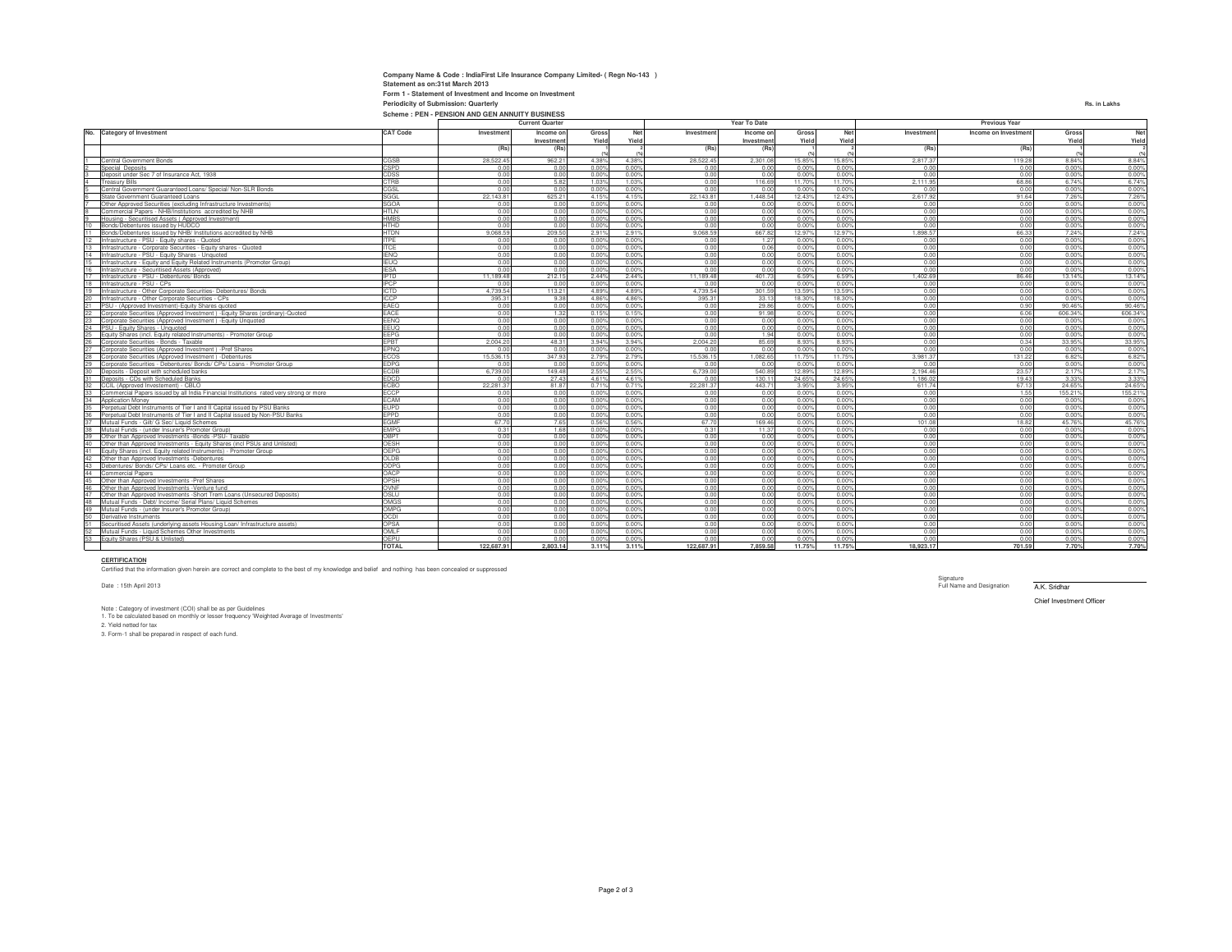**Company Name & Code : IndiaFirst Life Insurance Company Limited- ( Regn No-143 )**

**Statement as on:31st March 2013**

**Form 1 - Statement of Investment and Income on Investment**

**Periodicity of Submission: Quarterly**

Rs. in Lakhs

**Scheme : PEN - PENSION AND GEN ANNUITY BUSINESS**

| No. | Category of Investment | CAT Code | Current Quarter | | | | Year To Date | | | | Previous Year | | | |
|---|---|---|---|---|---|---|---|---|---|---|---|---|---|---|
| | | | Investment | Income on Investment | Gross Yield | Net Yield | Investment | Income on Investment | Gross Yield | Net Yield | Investment | Income on Investment | Gross Yield | Net Yield |
| | | | (Rs) | (Rs) | (%) 1 | (%) 2 | (Rs) | (Rs) | (%) 1 | (%) 2 | (Rs) | (Rs) | (%) 1 | (%) 2 |
| 1 | Central Government Bonds | CGSB | 28,522.45 | 962.21 | 4.38% | 4.38% | 28,522.45 | 2,301.08 | 15.85% | 15.85% | 2,817.37 | 119.28 | 8.84% | 8.84% |
| 2 | Special Deposits | CSPD | 0.00 | 0.00 | 0.00% | 0.00% | 0.00 | 0.00 | 0.00% | 0.00% | 0.00 | 0.00 | 0.00% | 0.00% |
| 3 | Deposit under Sec 7 of Insurance Act, 1938 | CDSS | 0.00 | 0.00 | 0.00% | 0.00% | 0.00 | 0.00 | 0.00% | 0.00% | 0.00 | 0.00 | 0.00% | 0.00% |
| 4 | Treasury Bills | CTRB | 0.00 | 5.82 | 1.03% | 1.03% | 0.00 | 116.69 | 11.70% | 11.70% | 2,111.95 | 68.86 | 6.74% | 6.74% |
| 5 | Central Government Guaranteed Loans/ Special/ Non-SLR Bonds | CGSL | 0.00 | 0.00 | 0.00% | 0.00% | 0.00 | 0.00 | 0.00% | 0.00% | 0.00 | 0.00 | 0.00% | 0.00% |
| 6 | State Government Guaranteed Loans | SGGL | 22,143.81 | 625.21 | 4.15% | 4.15% | 22,143.81 | 1,448.54 | 12.43% | 12.43% | 2,617.92 | 91.64 | 7.26% | 7.26% |
| 7 | Other Approved Securities (excluding Infrastructure Investments) | SGOA | 0.00 | 0.00 | 0.00% | 0.00% | 0.00 | 0.00 | 0.00% | 0.00% | 0.00 | 0.00 | 0.00% | 0.00% |
| 8 | Commercial Papers - NHB/Institutions accredited by NHB | HTLN | 0.00 | 0.00 | 0.00% | 0.00% | 0.00 | 0.00 | 0.00% | 0.00% | 0.00 | 0.00 | 0.00% | 0.00% |
| 9 | Housing - Securitised Assets ( Approved Investment) | HMBS | 0.00 | 0.00 | 0.00% | 0.00% | 0.00 | 0.00 | 0.00% | 0.00% | 0.00 | 0.00 | 0.00% | 0.00% |
| 10 | Bonds/Debentures issued by HUDCO | HTHD | 0.00 | 0.00 | 0.00% | 0.00% | 0.00 | 0.00 | 0.00% | 0.00% | 0.00 | 0.00 | 0.00% | 0.00% |
| 11 | Bonds/Debentures issued by NHB/ Institutions accredited by NHB | HTDN | 9,068.59 | 209.50 | 2.91% | 2.91% | 9,068.59 | 667.82 | 12.97% | 12.97% | 1,898.57 | 66.33 | 7.24% | 7.24% |
| 12 | Infrastructure - PSU - Equity shares - Quoted | ITPE | 0.00 | 0.00 | 0.00% | 0.00% | 0.00 | 1.27 | 0.00% | 0.00% | 0.00 | 0.00 | 0.00% | 0.00% |
| 13 | Infrastructure - Corporate Securities - Equity shares - Quoted | ITCE | 0.00 | 0.00 | 0.00% | 0.00% | 0.00 | 0.06 | 0.00% | 0.00% | 0.00 | 0.00 | 0.00% | 0.00% |
| 14 | Infrastructure - PSU - Equity Shares - Unquoted | IENQ | 0.00 | 0.00 | 0.00% | 0.00% | 0.00 | 0.00 | 0.00% | 0.00% | 0.00 | 0.00 | 0.00% | 0.00% |
| 15 | Infrastructure - Equity and Equity Related Instruments (Promoter Group) | IEUQ | 0.00 | 0.00 | 0.00% | 0.00% | 0.00 | 0.00 | 0.00% | 0.00% | 0.00 | 0.00 | 0.00% | 0.00% |
| 16 | Infrastructure - Securitised Assets (Approved) | IESA | 0.00 | 0.00 | 0.00% | 0.00% | 0.00 | 0.00 | 0.00% | 0.00% | 0.00 | 0.00 | 0.00% | 0.00% |
| 17 | Infrastructure - PSU - Debentures/ Bonds | IPTD | 11,189.48 | 212.15 | 2.44% | 2.44% | 11,189.48 | 401.73 | 6.59% | 6.59% | 1,402.69 | 86.46 | 13.14% | 13.14% |
| 18 | Infrastructure - PSU - CPs | IPCP | 0.00 | 0.00 | 0.00% | 0.00% | 0.00 | 0.00 | 0.00% | 0.00% | 0.00 | 0.00 | 0.00% | 0.00% |
| 19 | Infrastructure - Other Corporate Securities- Debentures/ Bonds | ICTD | 4,739.54 | 113.21 | 4.89% | 4.89% | 4,739.54 | 301.59 | 13.59% | 13.59% | 0.00 | 0.00 | 0.00% | 0.00% |
| 20 | Infrastructure - Other Corporate Securities - CPs | ICCP | 395.31 | 9.38 | 4.86% | 4.86% | 395.31 | 33.13 | 18.30% | 18.30% | 0.00 | 0.00 | 0.00% | 0.00% |
| 21 | PSU - (Approved Investment)-Equity Shares quoted | EAEQ | 0.00 | 0.00 | 0.00% | 0.00% | 0.00 | 29.86 | 0.00% | 0.00% | 0.00 | 0.90 | 90.46% | 90.46% |
| 22 | Corporate Securities (Approved Investment ) -Equity Shares (ordinary)-Quoted | EACE | 0.00 | 1.32 | 0.15% | 0.15% | 0.00 | 91.98 | 0.00% | 0.00% | 0.00 | 6.06 | 606.34% | 606.34% |
| 23 | Corporate Securities (Approved Investment ) -Equity Unquoted | EENQ | 0.00 | 0.00 | 0.00% | 0.00% | 0.00 | 0.00 | 0.00% | 0.00% | 0.00 | 0.00 | 0.00% | 0.00% |
| 24 | PSU - Equity Shares - Unquoted | EEUQ | 0.00 | 0.00 | 0.00% | 0.00% | 0.00 | 0.00 | 0.00% | 0.00% | 0.00 | 0.00 | 0.00% | 0.00% |
| 25 | Equity Shares (incl. Equity related Instruments) - Promoter Group | EEPG | 0.00 | 0.00 | 0.00% | 0.00% | 0.00 | 1.94 | 0.00% | 0.00% | 0.00 | 0.00 | 0.00% | 0.00% |
| 26 | Corporate Securities - Bonds - Taxable | EPBT | 2,004.20 | 48.31 | 3.94% | 3.94% | 2,004.20 | 85.69 | 8.93% | 8.93% | 0.00 | 0.34 | 33.95% | 33.95% |
| 27 | Corporate Securities (Approved Investment ) -Pref Shares | EPNQ | 0.00 | 0.00 | 0.00% | 0.00% | 0.00 | 0.00 | 0.00% | 0.00% | 0.00 | 0.00 | 0.00% | 0.00% |
| 28 | Corporate Securities (Approved Investment ) -Debentures | ECOS | 15,536.15 | 347.93 | 2.79% | 2.79% | 15,536.15 | 1,082.65 | 11.75% | 11.75% | 3,981.37 | 131.22 | 6.82% | 6.82% |
| 29 | Corporate Securities - Debentures/ Bonds/ CPs/ Loans - Promoter Group | EDPG | 0.00 | 0.00 | 0.00% | 0.00% | 0.00 | 0.00 | 0.00% | 0.00% | 0.00 | 0.00 | 0.00% | 0.00% |
| 30 | Deposits - Deposit with scheduled banks | ECDB | 6,739.00 | 149.48 | 2.55% | 2.55% | 6,739.00 | 540.89 | 12.89% | 12.89% | 2,194.46 | 23.57 | 2.17% | 2.17% |
| 31 | Deposits - CDs with Scheduled Banks | EDCD | 0.00 | 27.43 | 4.61% | 4.61% | 0.00 | 130.11 | 24.65% | 24.65% | 1,186.02 | 19.43 | 3.33% | 3.33% |
| 32 | CCIL (Approved Investement) - CBLO | ECBO | 22,281.37 | 81.87 | 0.71% | 0.71% | 22,281.37 | 443.71 | 3.95% | 3.95% | 611.74 | 67.13 | 24.65% | 24.65% |
| 33 | Commercial Papers issued by all India Financial Institutions rated very strong or more | ECCP | 0.00 | 0.00 | 0.00% | 0.00% | 0.00 | 0.00 | 0.00% | 0.00% | 0.00 | 1.55 | 155.21% | 155.21% |
| 34 | Application Money | ECAM | 0.00 | 0.00 | 0.00% | 0.00% | 0.00 | 0.00 | 0.00% | 0.00% | 0.00 | 0.00 | 0.00% | 0.00% |
| 35 | Perpetual Debt Instruments of Tier I and II Capital issued by PSU Banks | EUPD | 0.00 | 0.00 | 0.00% | 0.00% | 0.00 | 0.00 | 0.00% | 0.00% | 0.00 | 0.00 | 0.00% | 0.00% |
| 36 | Perpetual Debt Instruments of Tier I and II Capital issued by Non-PSU Banks | EPPD | 0.00 | 0.00 | 0.00% | 0.00% | 0.00 | 0.00 | 0.00% | 0.00% | 0.00 | 0.00 | 0.00% | 0.00% |
| 37 | Mutual Funds - Gilt/ G Sec/ Liquid Schemes | EGMF | 67.70 | 7.65 | 0.56% | 0.56% | 67.70 | 169.46 | 0.00% | 0.00% | 101.08 | 18.82 | 45.76% | 45.76% |
| 38 | Mutual Funds - (under Insurer's Promoter Group) | EMPG | 0.31 | 1.68 | 0.00% | 0.00% | 0.31 | 11.37 | 0.00% | 0.00% | 0.00 | 0.00 | 0.00% | 0.00% |
| 39 | Other than Approved Investments -Bonds -PSU- Taxable | OBPT | 0.00 | 0.00 | 0.00% | 0.00% | 0.00 | 0.00 | 0.00% | 0.00% | 0.00 | 0.00 | 0.00% | 0.00% |
| 40 | Other than Approved Investments - Equity Shares (incl PSUs and Unlisted) | OESH | 0.00 | 0.00 | 0.00% | 0.00% | 0.00 | 0.00 | 0.00% | 0.00% | 0.00 | 0.00 | 0.00% | 0.00% |
| 41 | Equity Shares (incl. Equity related Instruments) - Promoter Group | OEPG | 0.00 | 0.00 | 0.00% | 0.00% | 0.00 | 0.00 | 0.00% | 0.00% | 0.00 | 0.00 | 0.00% | 0.00% |
| 42 | Other than Approved Investments -Debentures | OLDB | 0.00 | 0.00 | 0.00% | 0.00% | 0.00 | 0.00 | 0.00% | 0.00% | 0.00 | 0.00 | 0.00% | 0.00% |
| 43 | Debentures/ Bonds/ CPs/ Loans etc. - Promoter Group | ODPG | 0.00 | 0.00 | 0.00% | 0.00% | 0.00 | 0.00 | 0.00% | 0.00% | 0.00 | 0.00 | 0.00% | 0.00% |
| 44 | Commercial Papers | OACP | 0.00 | 0.00 | 0.00% | 0.00% | 0.00 | 0.00 | 0.00% | 0.00% | 0.00 | 0.00 | 0.00% | 0.00% |
| 45 | Other than Approved Investments -Pref Shares | OPSH | 0.00 | 0.00 | 0.00% | 0.00% | 0.00 | 0.00 | 0.00% | 0.00% | 0.00 | 0.00 | 0.00% | 0.00% |
| 46 | Other than Approved Investments -Venture fund | OVNF | 0.00 | 0.00 | 0.00% | 0.00% | 0.00 | 0.00 | 0.00% | 0.00% | 0.00 | 0.00 | 0.00% | 0.00% |
| 47 | Other than Approved Investments -Short Trem Loans (Unsecured Deposits) | OSLU | 0.00 | 0.00 | 0.00% | 0.00% | 0.00 | 0.00 | 0.00% | 0.00% | 0.00 | 0.00 | 0.00% | 0.00% |
| 48 | Mutual Funds - Debt/ Income/ Serial Plans/ Liquid Schemes | OMGS | 0.00 | 0.00 | 0.00% | 0.00% | 0.00 | 0.00 | 0.00% | 0.00% | 0.00 | 0.00 | 0.00% | 0.00% |
| 49 | Mutual Funds - (under Insurer's Promoter Group) | OMPG | 0.00 | 0.00 | 0.00% | 0.00% | 0.00 | 0.00 | 0.00% | 0.00% | 0.00 | 0.00 | 0.00% | 0.00% |
| 50 | Derivative Instruments | OCDI | 0.00 | 0.00 | 0.00% | 0.00% | 0.00 | 0.00 | 0.00% | 0.00% | 0.00 | 0.00 | 0.00% | 0.00% |
| 51 | Securitised Assets (underlying assets Housing Loan/ Infrastructure assets) | OPSA | 0.00 | 0.00 | 0.00% | 0.00% | 0.00 | 0.00 | 0.00% | 0.00% | 0.00 | 0.00 | 0.00% | 0.00% |
| 52 | Mutual Funds - Liquid Schemes Other Investments | OMLF | 0.00 | 0.00 | 0.00% | 0.00% | 0.00 | 0.00 | 0.00% | 0.00% | 0.00 | 0.00 | 0.00% | 0.00% |
| 53 | Equity Shares (PSU & Unlisted) | OEPU | 0.00 | 0.00 | 0.00% | 0.00% | 0.00 | 0.00 | 0.00% | 0.00% | 0.00 | 0.00 | 0.00% | 0.00% |
| | | **TOTAL** | **122,687.91** | **2,803.14** | **3.11%** | **3.11%** | **122,687.91** | **7,859.58** | **11.75%** | **11.75%** | **18,923.17** | **701.59** | **7.70%** | **7.70%** |

**CERTIFICATION**

Certified that the information given herein are correct and complete to the best of my knowledge and belief and nothing has been concealed or suppressed

Date : 15th April 2013

Signature

Full Name and Designation A.K. Sridhar

Chief Investment Officer

Note : Category of investment (COI) shall be as per Guidelines

1. To be calculated based on monthly or lesser frequency 'Weighted Average of Investments'

2. Yield netted for tax

3. Form-1 shall be prepared in respect of each fund.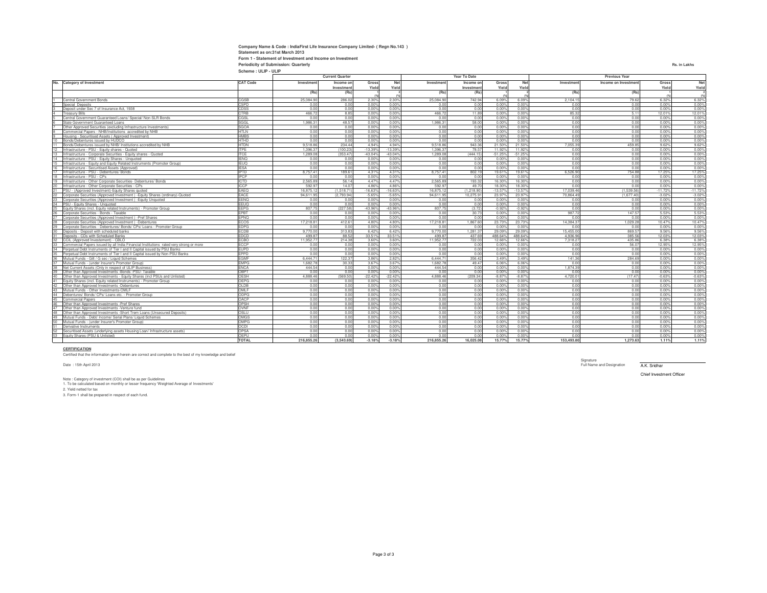**Company Name & Code : IndiaFirst Life Insurance Company Limited- ( Regn No.143 )**
**Statement as on:31st March 2013**
**Form 1 - Statement of Investment and Income on Investment**
**Periodicity of Submission: Quarterly**
**Scheme : ULIP - ULIP**

Rs. in Lakhs

| No. | Category of Investment | CAT Code | Current Quarter | | | | Year To Date | | | | Previous Year | | | |
|---|---|---|---|---|---|---|---|---|---|---|---|---|---|---|
| | | | Investment | Income on Investment | Gross Yield | Net Yield | Investment | Income on Investment | Gross Yield | Net Yield | Investment | Income on Investment | Gross Yield | Net Yield |
| | | | (Rs) | (Rs) | 1 (%) | 2 (%) | (Rs) | (Rs) | 1 (%) | 2 (%) | (Rs) | (Rs) | 1 (%) | 2 (%) |
| 1 | Central Government Bonds | CGSB | 25,084.90 | 286.02 | 2.30% | 2.30% | 25,084.90 | 742.94 | 6.09% | 6.09% | 2,104.15 | 79.62 | 6.32% | 6.32% |
| 2 | Special Deposits | CSPD | 0.00 | 0.00 | 0.00% | 0.00% | 0.00 | 0.00 | 0.00% | 0.00% | 0.00 | 0.00 | 0.00% | 0.00% |
| 3 | Deposit under Sec 7 of Insurance Act, 1938 | CDSS | 0.00 | 0.00 | 0.00% | 0.00% | 0.00 | 0.00 | 0.00% | 0.00% | 0.00 | 0.00 | 0.00% | 0.00% |
| 4 | Treasury Bills | CTRB | 466.72 | 8.85 | 0.00% | 0.00% | 466.72 | 11.89 | 0.00% | 0.00% | 85.32 | 5.11 | 12.01% | 12.01% |
| 5 | Central Government Guaranteed Loans/ Special/ Non-SLR Bonds | CGSL | 0.00 | 0.00 | 0.00% | 0.00% | 0.00 | 0.00 | 0.00% | 0.00% | 0.00 | 0.00 | 0.00% | 0.00% |
| 6 | State Government Guaranteed Loans | SGGL | 1,986.31 | 48.57 | 0.00% | 0.00% | 1,986.31 | 58.00 | 0.00% | 0.00% | 0.00 | 0.00 | 0.00% | 0.00% |
| 7 | Other Approved Securities (excluding Infrastructure Investments) | SGOA | 0.00 | 0.00 | 0.00% | 0.00% | 0.00 | 0.00 | 0.00% | 0.00% | 0.00 | 0.00 | 0.00% | 0.00% |
| 8 | Commercial Papers - NHB/Institutions accredited by NHB | HTLN | 0.00 | 0.00 | 0.00% | 0.00% | 0.00 | 0.00 | 0.00% | 0.00% | 0.00 | 0.00 | 0.00% | 0.00% |
| 9 | Housing - Securitised Assets ( Approved Investment) | HMBS | 0.00 | 0.00 | 0.00% | 0.00% | 0.00 | 0.00 | 0.00% | 0.00% | 0.00 | 0.00 | 0.00% | 0.00% |
| 10 | Bonds/Debentures issued by HUDCO | HTHD | 0.00 | 0.00 | 0.00% | 0.00% | 0.00 | 0.00 | 0.00% | 0.00% | 0.00 | 0.00 | 0.00% | 0.00% |
| 11 | Bonds/Debentures issued by NHB/ Institutions accredited by NHB | HTDN | 9,518.86 | 234.44 | 4.94% | 4.94% | 9,518.86 | 943.36 | 21.50% | 21.50% | 7,055.39 | 459.85 | 9.62% | 9.62% |
| 12 | Infrastructure - PSU - Equity shares - Quoted | ITPE | 1,396.37 | (100.23) | -13.39% | -13.39% | 1,396.37 | 78.57 | 11.92% | 11.92% | 0.00 | 0.00 | 0.00% | 0.00% |
| 13 | Infrastructure - Corporate Securities - Equity shares - Quoted | ITCE | 1,289.08 | (353.47) | -43.04% | -43.04% | 1,289.08 | (444.15) | -51.25% | -51.25% | 0.00 | 0.00 | 0.00% | 0.00% |
| 14 | Infrastructure - PSU - Equity Shares - Unquoted | IENQ | 0.00 | 0.00 | 0.00% | 0.00% | 0.00 | 0.00 | 0.00% | 0.00% | 0.00 | 0.00 | 0.00% | 0.00% |
| 15 | Infrastructure - Equity and Equity Related Instruments (Promoter Group) | IEUQ | 0.00 | 0.00 | 0.00% | 0.00% | 0.00 | 0.00 | 0.00% | 0.00% | 0.00 | 0.00 | 0.00% | 0.00% |
| 16 | Infrastructure - Securitised Assets (Approved) | IESA | 0.00 | 0.00 | 0.00% | 0.00% | 0.00 | 0.00 | 0.00% | 0.00% | 0.00 | 0.00 | 0.00% | 0.00% |
| 17 | Infrastructure - PSU - Debentures/ Bonds | IPTD | 8,757.41 | 189.61 | 4.31% | 4.31% | 8,757.41 | 802.19 | 19.61% | 19.61% | 6,526.90 | 754.88 | 17.25% | 17.25% |
| 18 | Infrastructure - PSU - CPs | IPCP | 0.00 | 0.00 | 0.00% | 0.00% | 0.00 | 0.00 | 0.00% | 0.00% | 0.00 | 0.00 | 0.00% | 0.00% |
| 19 | Infrastructure - Other Corporate Securities- Debentures/ Bonds | ICTD | 2,565.89 | 56.14 | 4.47% | 4.47% | 2,565.89 | 193.32 | 16.30% | 16.30% | 0.00 | 0.00 | 0.00% | 0.00% |
| 20 | Infrastructure - Other Corporate Securities - CPs | ICCP | 592.97 | 14.07 | 4.86% | 4.86% | 592.97 | 49.70 | 18.30% | 18.30% | 0.00 | 0.00 | 0.00% | 0.00% |
| 21 | PSU - (Approved Investment)-Equity Shares quoted | EAEQ | 16,875.12 | (1,518.71) | -16.63% | -16.63% | 16,875.12 | (1,218.90) | -13.57% | -13.57% | 17,039.46 | (1,539.56) | -11.72% | -11.72% |
| 22 | Corporate Securities (Approved Investment ) -Equity Shares (ordinary)-Quoted | EACE | 94,611.95 | (2,793.94) | -5.65% | -5.65% | 94,611.95 | 10,275.91 | 23.97% | 23.97% | 70,864.49 | (1,677.40) | -3.02% | -3.02% |
| 23 | Corporate Securities (Approved Investment ) -Equity Unquoted | EENQ | 0.00 | 0.00 | 0.00% | 0.00% | 0.00 | 0.00 | 0.00% | 0.00% | 0.00 | 0.00 | 0.00% | 0.00% |
| 24 | PSU - Equity Shares - Unquoted | EEUQ | 0.00 | 0.00 | 0.00% | 0.00% | 0.00 | 0.00 | 0.00% | 0.00% | 0.00 | 0.00 | 0.00% | 0.00% |
| 25 | Equity Shares (incl. Equity related Instruments) - Promoter Group | EEPG | 807.75 | (227.58) | -43.96% | -43.96% | 807.75 | (3.72) | -0.92% | -0.92% | 0.00 | 0.00 | 0.00% | 0.00% |
| 26 | Corporate Securities - Bonds - Taxable | EPBT | 0.00 | 0.00 | 0.00% | 0.00% | 0.00 | 30.73 | 0.00% | 0.00% | 987.72 | 147.57 | 5.53% | 5.53% |
| 27 | Corporate Securities (Approved Investment ) -Pref Shares | EPNQ | 0.00 | 0.00 | 0.00% | 0.00% | 0.00 | 0.00 | 0.00% | 0.00% | 0.00 | 0.00 | 0.00% | 0.00% |
| 28 | Corporate Securities (Approved Investment ) -Debentures | ECOS | 17,218.81 | 412.61 | 4.80% | 4.80% | 17,218.81 | 1,867.60 | 23.73% | 23.73% | 14,384.37 | 1,029.28 | 10.47% | 10.47% |
| 29 | Corporate Securities - Debentures/ Bonds/ CPs/ Loans - Promoter Group | EDPG | 0.00 | 0.00 | 0.00% | 0.00% | 0.00 | 0.00 | 0.00% | 0.00% | 0.00 | 0.00 | 0.00% | 0.00% |
| 30 | Deposits - Deposit with scheduled banks | ECDB | 9,770.00 | 313.83 | 6.42% | 6.42% | 9,770.00 | 1,281.37 | 29.09% | 29.09% | 15,455.00 | 869.57 | 9.56% | 9.56% |
| 31 | Deposits - CDs with Scheduled Banks | EDCD | 499.87 | 88.52 | 33.51% | 33.51% | 499.87 | 437.69 | 488.64% | 488.64% | 4,936.96 | 385.56 | 12.03% | 12.03% |
| 32 | CCIL (Approved Investement) - CBLO | ECBO | 11,952.77 | 214.38 | 3.60% | 3.60% | 11,952.77 | 722.03 | 12.66% | 12.66% | 7,318.27 | 435.86 | 6.38% | 6.38% |
| 33 | Commercial Papers issued by all India Financial Institutions rated very strong or more | ECCP | 0.00 | 0.00 | 0.00% | 0.00% | 0.00 | 0.00 | 0.00% | 0.00% | 0.00 | 56.07 | 12.95% | 12.95% |
| 34 | Perpetual Debt Instruments of Tier I and II Capital issued by PSU Banks | EUPD | 0.00 | 0.00 | 0.00% | 0.00% | 0.00 | 0.00 | 0.00% | 0.00% | 0.00 | 0.00 | 0.00% | 0.00% |
| 35 | Perpetual Debt Instruments of Tier I and II Capital issued by Non-PSU Banks | EPPD | 0.00 | 0.00 | 0.00% | 0.00% | 0.00 | 0.00 | 0.00% | 0.00% | 0.00 | 0.00 | 0.00% | 0.00% |
| 36 | Mutual Funds - Gilt / G sec / Liquid Schemes | EGMF | 6,444.71 | 122.37 | 3.86% | 2.82% | 6,444.71 | 356.42 | 3.49% | 3.49% | 141.36 | 284.69 | 0.00% | 0.00% |
| 37 | Mutual Funds - (under Insurer's Promoter Group) | EMPG | 1,682.78 | 30.33 | 3.67% | 3.67% | 1,682.78 | 49.47 | 6.06% | 6.06% | 0.00 | 0.00 | 0.00% | 0.00% |
| 38 | Net Current Assets (Only in respect of ULIP Business) | ENCA | 444.54 | 0.00 | 0.00% | 0.00% | 444.54 | 0.00 | 0.00% | 0.00% | 1,874.39 | 0.00 | 0.00% | 0.00% |
| 39 | Other than Approved Investments -Bonds -PSU- Taxable | OBPT | 0.00 | 0.00 | 0.00% | 0.00% | 0.00 | 0.00 | 0.00% | 0.00% | 0.00 | 0.00 | 0.00% | 0.00% |
| 40 | Other than Approved Investments - Equity Shares (incl PSUs and Unlisted) | OESH | 4,888.46 | (569.50) | -22.42% | -22.42% | 4,888.46 | (209.34) | -8.87% | -8.87% | 4,720.01 | (17.47) | -0.63% | -0.63% |
| 41 | Equity Shares (incl. Equity related Instruments) - Promoter Group | OEPG | 0.00 | 0.00 | 0.00% | 0.00% | 0.00 | 0.00 | 0.00% | 0.00% | 0.00 | 0.00 | 0.00% | 0.00% |
| 42 | Other than Approved Investments -Debentures | OLDB | 0.00 | 0.00 | 0.00% | 0.00% | 0.00 | 0.00 | 0.00% | 0.00% | 0.00 | 0.00 | 0.00% | 0.00% |
| 43 | Mutual Funds - Other Investments-OMLF | OMLF | 0.00 | 0.00 | 0.00% | 0.00% | 0.00 | 0.00 | 0.00% | 0.00% | 0.00 | 0.00 | 0.00% | 0.00% |
| 44 | Debentures/ Bonds/ CPs/ Loans etc. - Promoter Group | ODPG | 0.00 | 0.00 | 0.00% | 0.00% | 0.00 | 0.00 | 0.00% | 0.00% | 0.00 | 0.00 | 0.00% | 0.00% |
| 45 | Commercial Papers | OACP | 0.00 | 0.00 | 0.00% | 0.00% | 0.00 | 0.00 | 0.00% | 0.00% | 0.00 | 0.00 | 0.00% | 0.00% |
| 46 | Other than Approved Investments -Pref Shares | OPSH | 0.00 | 0.00 | 0.00% | 0.00% | 0.00 | 0.00 | 0.00% | 0.00% | 0.00 | 0.00 | 0.00% | 0.00% |
| 47 | Other than Approved Investments -Venture fund | OVNF | 0.00 | 0.00 | 0.00% | 0.00% | 0.00 | 0.00 | 0.00% | 0.00% | 0.00 | 0.00 | 0.00% | 0.00% |
| 48 | Other than Approved Investments -Short Trem Loans (Unsecured Deposits) | OSLU | 0.00 | 0.00 | 0.00% | 0.00% | 0.00 | 0.00 | 0.00% | 0.00% | 0.00 | 0.00 | 0.00% | 0.00% |
| 49 | Mutual Funds - Debt/ Income/ Serial Plans/ Liquid Schemes | OMGS | 0.00 | 0.00 | 0.00% | 0.00% | 0.00 | 0.00 | 0.00% | 0.00% | 0.00 | 0.00 | 0.00% | 0.00% |
| 50 | Mutual Funds - (under Insurer's Promoter Group) | OMPG | 0.00 | 0.00 | 0.00% | 0.00% | 0.00 | 0.00 | 0.00% | 0.00% | 0.00 | 0.00 | 0.00% | 0.00% |
| 51 | Derivative Instruments | OCDI | 0.00 | 0.00 | 0.00% | 0.00% | 0.00 | 0.00 | 0.00% | 0.00% | 0.00 | 0.00 | 0.00% | 0.00% |
| 52 | Securitised Assets (underlying assets Housing Loan/ Infrastructure assets) | OPSA | 0.00 | 0.00 | 0.00% | 0.00% | 0.00 | 0.00 | 0.00% | 0.00% | 0.00 | 0.00 | 0.00% | 0.00% |
| 53 | Equity Shares (PSU & Unlisted) | OEPU | 0.00 | 0.00 | 0.00% | 0.00% | 0.00 | 0.00 | 0.00% | 0.00% | 0.00 | 0.00 | 0.00% | 0.00% |
| | | **TOTAL** | **216,855.26** | **(3,543.69)** | **-3.18%** | **-3.18%** | **216,855.26** | **16,025.08** | **15.77%** | **15.77%** | **153,493.80** | **1,273.63** | **1.11%** | **1.11%** |

**CERTIFICATION**

Certified that the information given herein are correct and complete to the best of my knowledge and belief

Date : 15th April 2013

Signature

Full Name and Designation A.K. Sridhar

Chief Investment Officer

Note : Category of investment (COI) shall be as per Guidelines

1. To be calculated based on monthly or lesser frequency 'Weighted Average of Investments'

2. Yield netted for tax

3. Form-1 shall be prepared in respect of each fund.